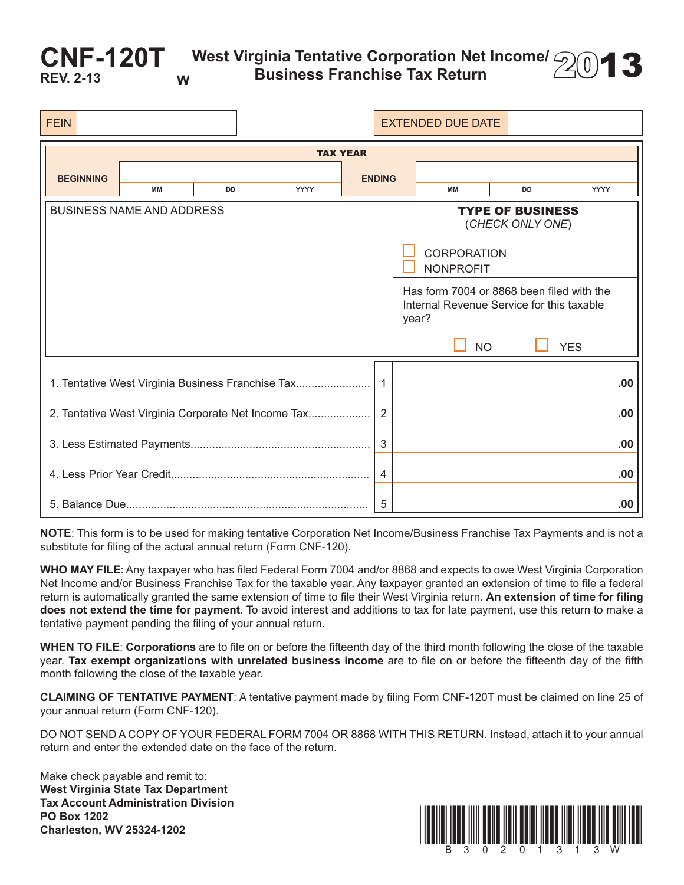# CNF-120T

REV. 2-13 W

## West Virginia Tentative Corporation Net Income/ Business Franchise Tax Return 2013

| FEIN | | EXTENDED DUE DATE | |
|---|---|---|---|

| TAX YEAR | | | | | | | |
|---|---|---|---|---|---|---|---|
| BEGINNING | MM | DD | YYYY | ENDING | MM | DD | YYYY |

| BUSINESS NAME AND ADDRESS | TYPE OF BUSINESS (*CHECK ONLY ONE*) ☐ CORPORATION ☐ NONPROFIT |
|---|---|
| | Has form 7004 or 8868 been filed with the Internal Revenue Service for this taxable year? ☐ NO ☐ YES |

| | | |
|---|---|---|
| 1. Tentative West Virginia Business Franchise Tax | 1 | .00 |
| 2. Tentative West Virginia Corporate Net Income Tax | 2 | .00 |
| 3. Less Estimated Payments | 3 | .00 |
| 4. Less Prior Year Credit | 4 | .00 |
| 5. Balance Due | 5 | .00 |

**NOTE**: This form is to be used for making tentative Corporation Net Income/Business Franchise Tax Payments and is not a substitute for filing of the actual annual return (Form CNF-120).

**WHO MAY FILE**: Any taxpayer who has filed Federal Form 7004 and/or 8868 and expects to owe West Virginia Corporation Net Income and/or Business Franchise Tax for the taxable year. Any taxpayer granted an extension of time to file a federal return is automatically granted the same extension of time to file their West Virginia return. **An extension of time for filing does not extend the time for payment**. To avoid interest and additions to tax for late payment, use this return to make a tentative payment pending the filing of your annual return.

**WHEN TO FILE**: **Corporations** are to file on or before the fifteenth day of the third month following the close of the taxable year. **Tax exempt organizations with unrelated business income** are to file on or before the fifteenth day of the fifth month following the close of the taxable year.

**CLAIMING OF TENTATIVE PAYMENT**: A tentative payment made by filing Form CNF-120T must be claimed on line 25 of your annual return (Form CNF-120).

DO NOT SEND A COPY OF YOUR FEDERAL FORM 7004 OR 8868 WITH THIS RETURN. Instead, attach it to your annual return and enter the extended date on the face of the return.

Make check payable and remit to:
**West Virginia State Tax Department**
**Tax Account Administration Division**
**PO Box 1202**
**Charleston, WV 25324-1202**

B 3 0 2 0 1 3 1 3 W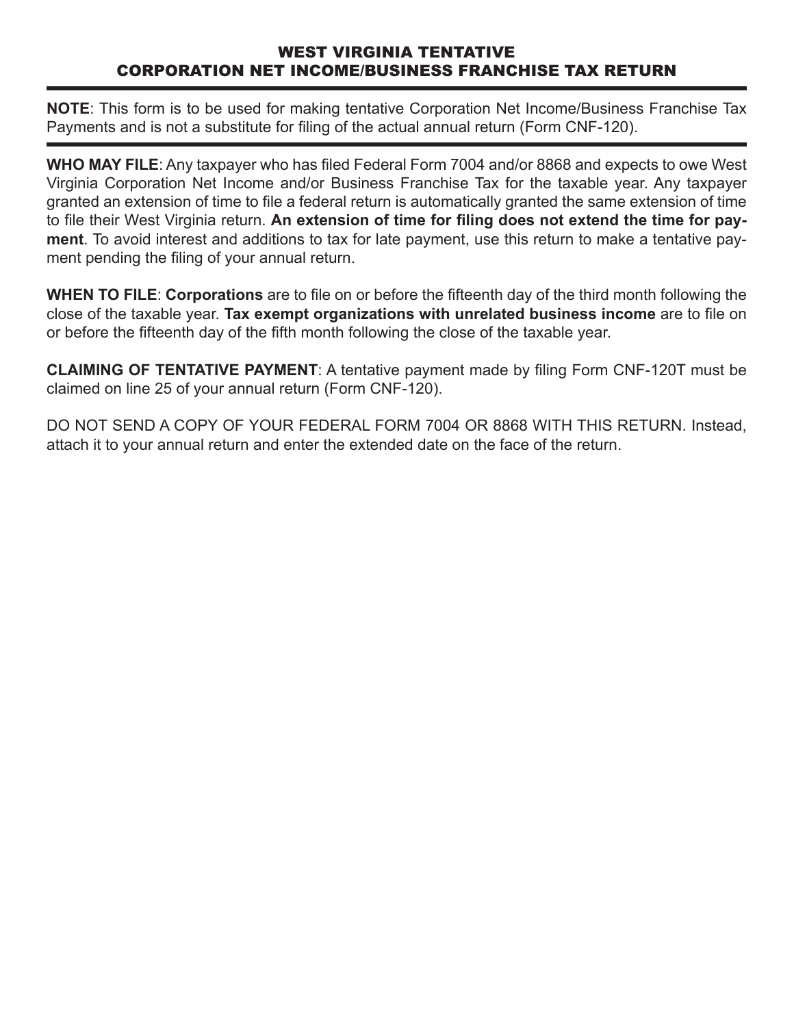# WEST VIRGINIA TENTATIVE CORPORATION NET INCOME/BUSINESS FRANCHISE TAX RETURN

---

**NOTE**: This form is to be used for making tentative Corporation Net Income/Business Franchise Tax Payments and is not a substitute for filing of the actual annual return (Form CNF-120).

---

**WHO MAY FILE**: Any taxpayer who has filed Federal Form 7004 and/or 8868 and expects to owe West Virginia Corporation Net Income and/or Business Franchise Tax for the taxable year. Any taxpayer granted an extension of time to file a federal return is automatically granted the same extension of time to file their West Virginia return. **An extension of time for filing does not extend the time for payment**. To avoid interest and additions to tax for late payment, use this return to make a tentative payment pending the filing of your annual return.

**WHEN TO FILE**: **Corporations** are to file on or before the fifteenth day of the third month following the close of the taxable year. **Tax exempt organizations with unrelated business income** are to file on or before the fifteenth day of the fifth month following the close of the taxable year.

**CLAIMING OF TENTATIVE PAYMENT**: A tentative payment made by filing Form CNF-120T must be claimed on line 25 of your annual return (Form CNF-120).

DO NOT SEND A COPY OF YOUR FEDERAL FORM 7004 OR 8868 WITH THIS RETURN. Instead, attach it to your annual return and enter the extended date on the face of the return.